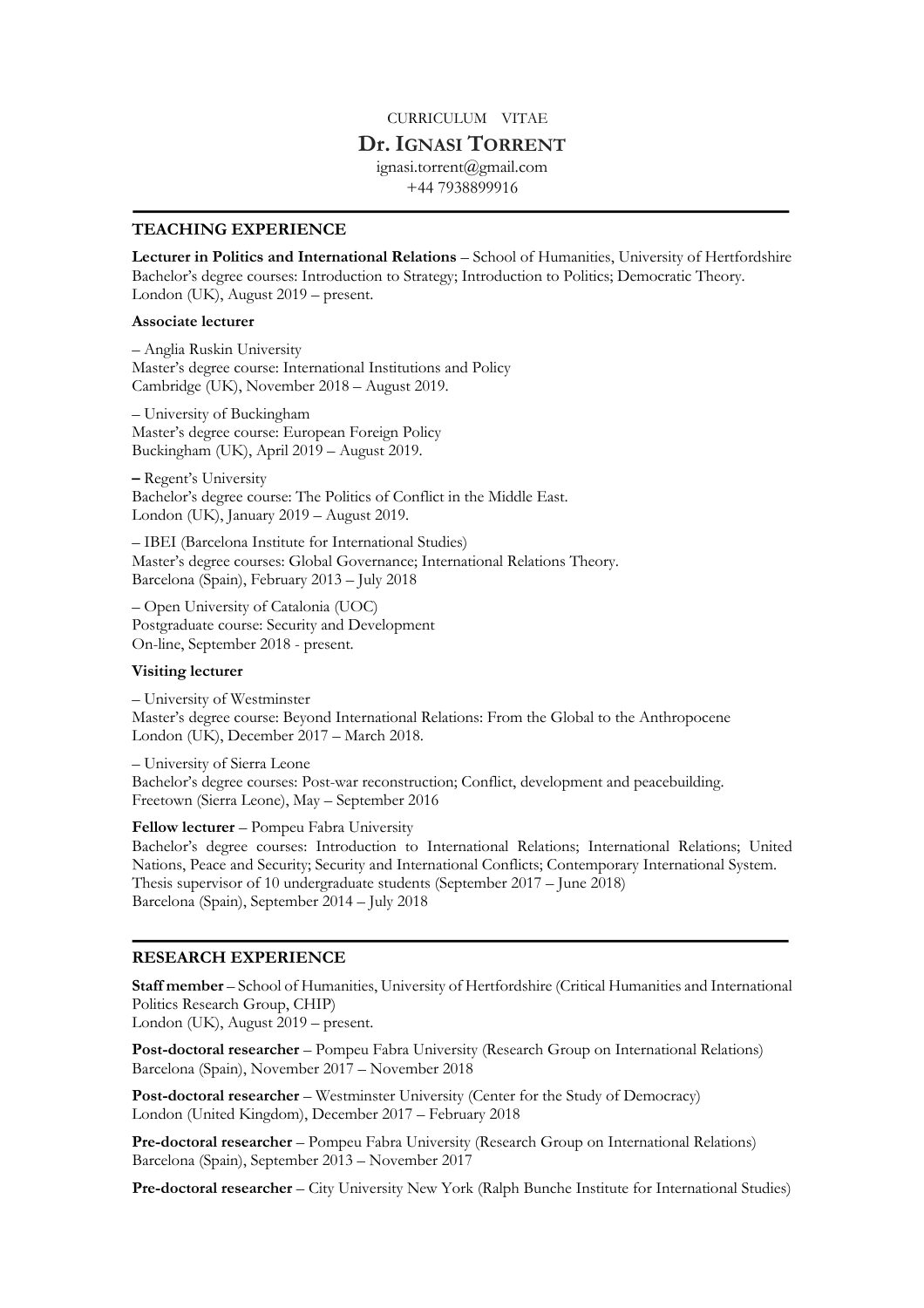CURRICULUM VITAE

# Dr. Ignasi Torrent

ignasi.torrent@gmail.com

+44 7938899916

---

## TEACHING EXPERIENCE

**Lecturer in Politics and International Relations** – School of Humanities, University of Hertfordshire
Bachelor's degree courses: Introduction to Strategy; Introduction to Politics; Democratic Theory.
London (UK), August 2019 – present.

**Associate lecturer**

– Anglia Ruskin University
Master's degree course: International Institutions and Policy
Cambridge (UK), November 2018 – August 2019.

– University of Buckingham
Master's degree course: European Foreign Policy
Buckingham (UK), April 2019 – August 2019.

**–** Regent's University
Bachelor's degree course: The Politics of Conflict in the Middle East.
London (UK), January 2019 – August 2019.

– IBEI (Barcelona Institute for International Studies)
Master's degree courses: Global Governance; International Relations Theory.
Barcelona (Spain), February 2013 – July 2018

– Open University of Catalonia (UOC)
Postgraduate course: Security and Development
On-line, September 2018 - present.

**Visiting lecturer**

– University of Westminster
Master's degree course: Beyond International Relations: From the Global to the Anthropocene
London (UK), December 2017 – March 2018.

– University of Sierra Leone
Bachelor's degree courses: Post-war reconstruction; Conflict, development and peacebuilding.
Freetown (Sierra Leone), May – September 2016

**Fellow lecturer** – Pompeu Fabra University
Bachelor's degree courses: Introduction to International Relations; International Relations; United Nations, Peace and Security; Security and International Conflicts; Contemporary International System.
Thesis supervisor of 10 undergraduate students (September 2017 – June 2018)
Barcelona (Spain), September 2014 – July 2018

---

## RESEARCH EXPERIENCE

**Staff member** – School of Humanities, University of Hertfordshire (Critical Humanities and International Politics Research Group, CHIP)
London (UK), August 2019 – present.

**Post-doctoral researcher** – Pompeu Fabra University (Research Group on International Relations)
Barcelona (Spain), November 2017 – November 2018

**Post-doctoral researcher** – Westminster University (Center for the Study of Democracy)
London (United Kingdom), December 2017 – February 2018

**Pre-doctoral researcher** – Pompeu Fabra University (Research Group on International Relations)
Barcelona (Spain), September 2013 – November 2017

**Pre-doctoral researcher** – City University New York (Ralph Bunche Institute for International Studies)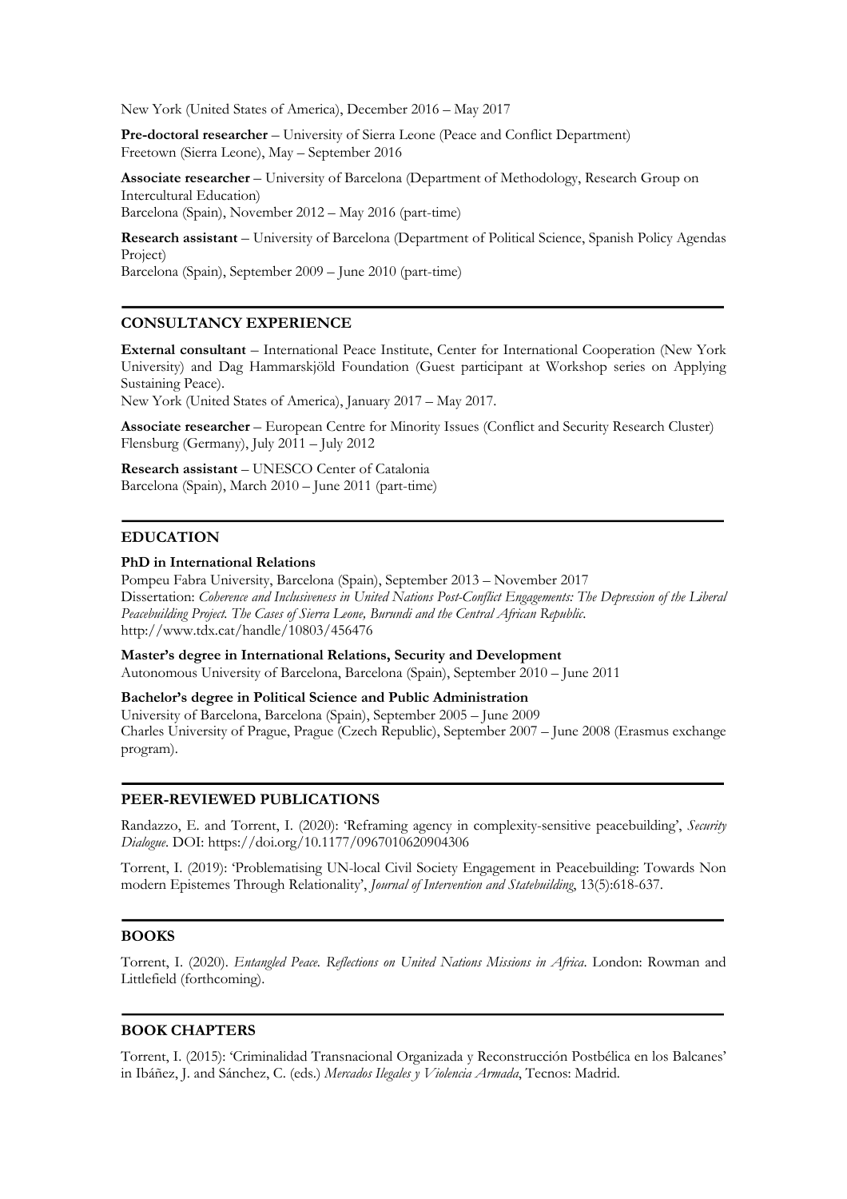New York (United States of America), December 2016 – May 2017

**Pre-doctoral researcher** – University of Sierra Leone (Peace and Conflict Department)
Freetown (Sierra Leone), May – September 2016

**Associate researcher** – University of Barcelona (Department of Methodology, Research Group on Intercultural Education)
Barcelona (Spain), November 2012 – May 2016 (part-time)

**Research assistant** – University of Barcelona (Department of Political Science, Spanish Policy Agendas Project)
Barcelona (Spain), September 2009 – June 2010 (part-time)

## CONSULTANCY EXPERIENCE

**External consultant** – International Peace Institute, Center for International Cooperation (New York University) and Dag Hammarskjöld Foundation (Guest participant at Workshop series on Applying Sustaining Peace).
New York (United States of America), January 2017 – May 2017.

**Associate researcher** – European Centre for Minority Issues (Conflict and Security Research Cluster)
Flensburg (Germany), July 2011 – July 2012

**Research assistant** – UNESCO Center of Catalonia
Barcelona (Spain), March 2010 – June 2011 (part-time)

## EDUCATION

**PhD in International Relations**
Pompeu Fabra University, Barcelona (Spain), September 2013 – November 2017
Dissertation: *Coherence and Inclusiveness in United Nations Post-Conflict Engagements: The Depression of the Liberal Peacebuilding Project. The Cases of Sierra Leone, Burundi and the Central African Republic.*
http://www.tdx.cat/handle/10803/456476

**Master's degree in International Relations, Security and Development**
Autonomous University of Barcelona, Barcelona (Spain), September 2010 – June 2011

**Bachelor's degree in Political Science and Public Administration**
University of Barcelona, Barcelona (Spain), September 2005 – June 2009
Charles University of Prague, Prague (Czech Republic), September 2007 – June 2008 (Erasmus exchange program).

## PEER-REVIEWED PUBLICATIONS

Randazzo, E. and Torrent, I. (2020): 'Reframing agency in complexity-sensitive peacebuilding', *Security Dialogue*. DOI: https://doi.org/10.1177/0967010620904306

Torrent, I. (2019): 'Problematising UN-local Civil Society Engagement in Peacebuilding: Towards Non modern Epistemes Through Relationality', *Journal of Intervention and Statebuilding*, 13(5):618-637.

## BOOKS

Torrent, I. (2020). *Entangled Peace. Reflections on United Nations Missions in Africa*. London: Rowman and Littlefield (forthcoming).

## BOOK CHAPTERS

Torrent, I. (2015): 'Criminalidad Transnacional Organizada y Reconstrucción Postbélica en los Balcanes' in Ibáñez, J. and Sánchez, C. (eds.) *Mercados Ilegales y Violencia Armada*, Tecnos: Madrid.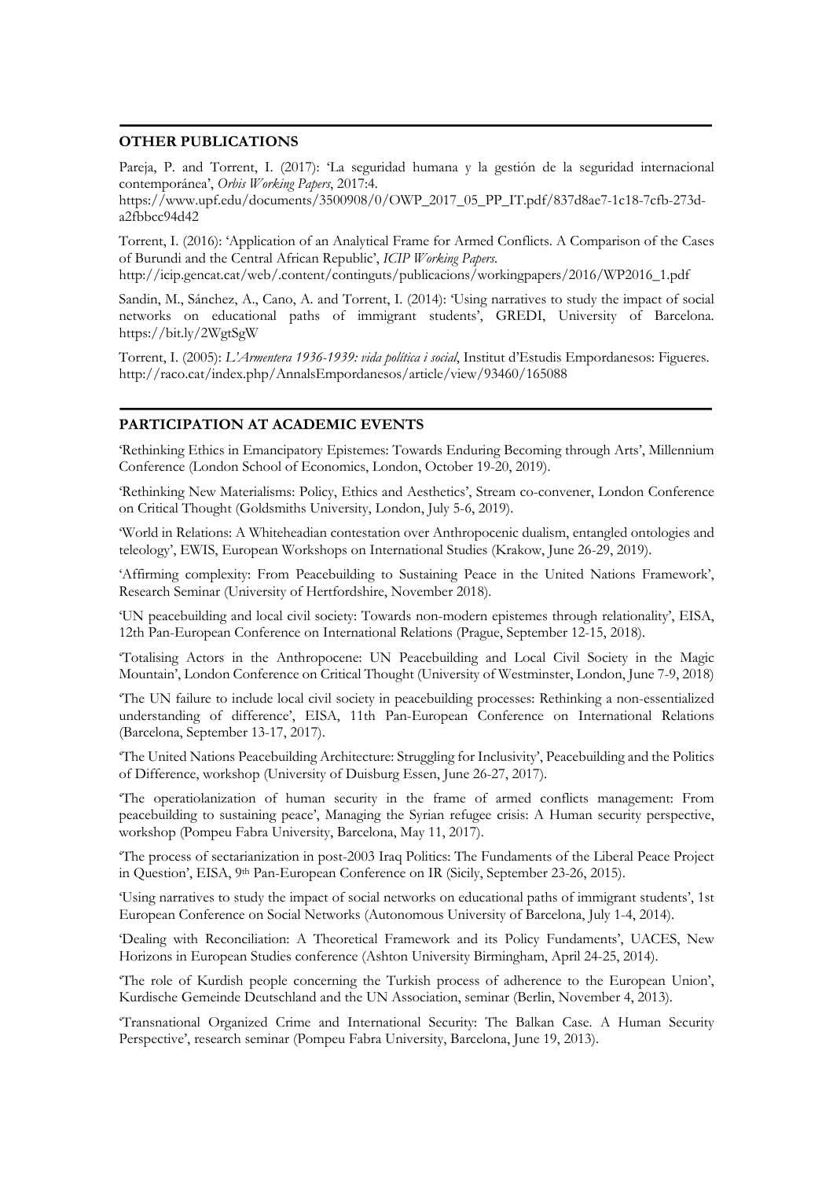## OTHER PUBLICATIONS

Pareja, P. and Torrent, I. (2017): 'La seguridad humana y la gestión de la seguridad internacional contemporánea', *Orbis Working Papers*, 2017:4.
https://www.upf.edu/documents/3500908/0/OWP_2017_05_PP_IT.pdf/837d8ae7-1c18-7cfb-273d-a2fbbcc94d42

Torrent, I. (2016): 'Application of an Analytical Frame for Armed Conflicts. A Comparison of the Cases of Burundi and the Central African Republic', *ICIP Working Papers*.
http://icip.gencat.cat/web/.content/continguts/publicacions/workingpapers/2016/WP2016_1.pdf

Sandin, M., Sánchez, A., Cano, A. and Torrent, I. (2014): 'Using narratives to study the impact of social networks on educational paths of immigrant students', GREDI, University of Barcelona. https://bit.ly/2WgtSgW

Torrent, I. (2005): *L'Armentera 1936-1939: vida política i social*, Institut d'Estudis Empordanesos: Figueres. http://raco.cat/index.php/AnnalsEmpordanesos/article/view/93460/165088

## PARTICIPATION AT ACADEMIC EVENTS

'Rethinking Ethics in Emancipatory Epistemes: Towards Enduring Becoming through Arts', Millennium Conference (London School of Economics, London, October 19-20, 2019).

'Rethinking New Materialisms: Policy, Ethics and Aesthetics', Stream co-convener, London Conference on Critical Thought (Goldsmiths University, London, July 5-6, 2019).

'World in Relations: A Whiteheadian contestation over Anthropocenic dualism, entangled ontologies and teleology', EWIS, European Workshops on International Studies (Krakow, June 26-29, 2019).

'Affirming complexity: From Peacebuilding to Sustaining Peace in the United Nations Framework', Research Seminar (University of Hertfordshire, November 2018).

'UN peacebuilding and local civil society: Towards non-modern epistemes through relationality', EISA, 12th Pan-European Conference on International Relations (Prague, September 12-15, 2018).

'Totalising Actors in the Anthropocene: UN Peacebuilding and Local Civil Society in the Magic Mountain', London Conference on Critical Thought (University of Westminster, London, June 7-9, 2018)

'The UN failure to include local civil society in peacebuilding processes: Rethinking a non-essentialized understanding of difference', EISA, 11th Pan-European Conference on International Relations (Barcelona, September 13-17, 2017).

'The United Nations Peacebuilding Architecture: Struggling for Inclusivity', Peacebuilding and the Politics of Difference, workshop (University of Duisburg Essen, June 26-27, 2017).

'The operatiolanization of human security in the frame of armed conflicts management: From peacebuilding to sustaining peace', Managing the Syrian refugee crisis: A Human security perspective, workshop (Pompeu Fabra University, Barcelona, May 11, 2017).

'The process of sectarianization in post-2003 Iraq Politics: The Fundaments of the Liberal Peace Project in Question', EISA, 9th Pan-European Conference on IR (Sicily, September 23-26, 2015).

'Using narratives to study the impact of social networks on educational paths of immigrant students', 1st European Conference on Social Networks (Autonomous University of Barcelona, July 1-4, 2014).

'Dealing with Reconciliation: A Theoretical Framework and its Policy Fundaments', UACES, New Horizons in European Studies conference (Ashton University Birmingham, April 24-25, 2014).

'The role of Kurdish people concerning the Turkish process of adherence to the European Union', Kurdische Gemeinde Deutschland and the UN Association, seminar (Berlin, November 4, 2013).

'Transnational Organized Crime and International Security: The Balkan Case. A Human Security Perspective', research seminar (Pompeu Fabra University, Barcelona, June 19, 2013).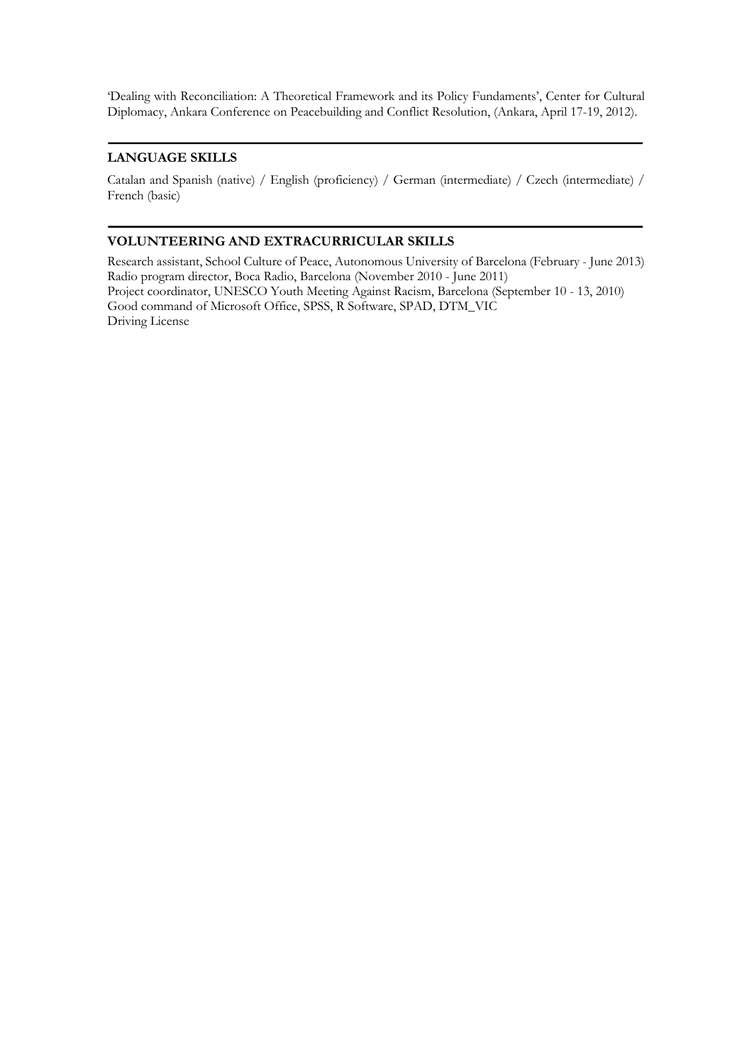'Dealing with Reconciliation: A Theoretical Framework and its Policy Fundaments', Center for Cultural Diplomacy, Ankara Conference on Peacebuilding and Conflict Resolution, (Ankara, April 17-19, 2012).

---

## LANGUAGE SKILLS

Catalan and Spanish (native) / English (proficiency) / German (intermediate) / Czech (intermediate) / French (basic)

---

## VOLUNTEERING AND EXTRACURRICULAR SKILLS

Research assistant, School Culture of Peace, Autonomous University of Barcelona (February - June 2013)
Radio program director, Boca Radio, Barcelona (November 2010 - June 2011)
Project coordinator, UNESCO Youth Meeting Against Racism, Barcelona (September 10 - 13, 2010)
Good command of Microsoft Office, SPSS, R Software, SPAD, DTM_VIC
Driving License